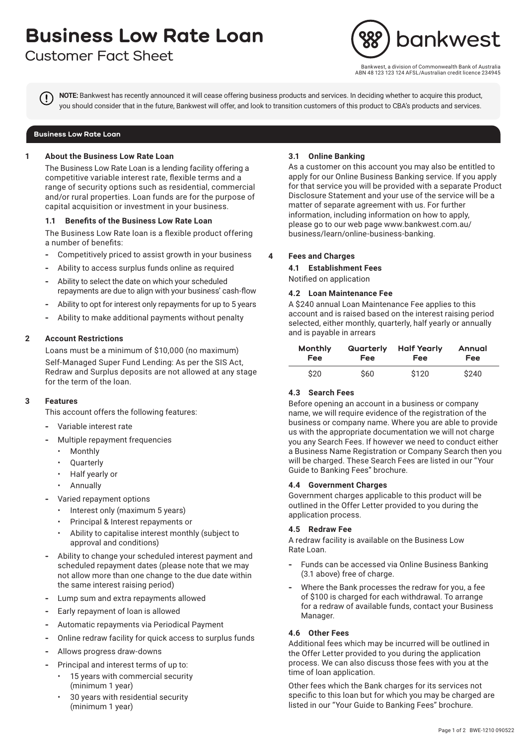# Business Low Rate Loan

Customer Fact Sheet

Bankwest, a division of Commonwealth Bank of Australia
ABN 48 123 123 124 AFSL/Australian credit licence 234945

**NOTE:** Bankwest has recently announced it will cease offering business products and services. In deciding whether to acquire this product, you should consider that in the future, Bankwest will offer, and look to transition customers of this product to CBA's products and services.

## Business Low Rate Loan

### 1 About the Business Low Rate Loan

The Business Low Rate Loan is a lending facility offering a competitive variable interest rate, flexible terms and a range of security options such as residential, commercial and/or rural properties. Loan funds are for the purpose of capital acquisition or investment in your business.

#### 1.1 Benefits of the Business Low Rate Loan

The Business Low Rate loan is a flexible product offering a number of benefits:

- Competitively priced to assist growth in your business
- Ability to access surplus funds online as required
- Ability to select the date on which your scheduled repayments are due to align with your business' cash-flow
- Ability to opt for interest only repayments for up to 5 years
- Ability to make additional payments without penalty

### 2 Account Restrictions

Loans must be a minimum of $10,000 (no maximum)

Self-Managed Super Fund Lending: As per the SIS Act, Redraw and Surplus deposits are not allowed at any stage for the term of the loan.

### 3 Features

This account offers the following features:

- Variable interest rate
- Multiple repayment frequencies
  - Monthly
  - Quarterly
  - Half yearly or
  - Annually
- Varied repayment options
  - Interest only (maximum 5 years)
  - Principal & Interest repayments or
  - Ability to capitalise interest monthly (subject to approval and conditions)
- Ability to change your scheduled interest payment and scheduled repayment dates (please note that we may not allow more than one change to the due date within the same interest raising period)
- Lump sum and extra repayments allowed
- Early repayment of loan is allowed
- Automatic repayments via Periodical Payment
- Online redraw facility for quick access to surplus funds
- Allows progress draw-downs
- Principal and interest terms of up to:
  - 15 years with commercial security (minimum 1 year)
  - 30 years with residential security (minimum 1 year)

#### 3.1 Online Banking

As a customer on this account you may also be entitled to apply for our Online Business Banking service. If you apply for that service you will be provided with a separate Product Disclosure Statement and your use of the service will be a matter of separate agreement with us. For further information, including information on how to apply, please go to our web page www.bankwest.com.au/business/learn/online-business-banking.

### 4 Fees and Charges

#### 4.1 Establishment Fees

Notified on application

#### 4.2 Loan Maintenance Fee

A $240 annual Loan Maintenance Fee applies to this account and is raised based on the interest raising period selected, either monthly, quarterly, half yearly or annually and is payable in arrears

| Monthly Fee | Quarterly Fee | Half Yearly Fee | Annual Fee |
|---|---|---|---|
| $20 | $60 | $120 | $240 |

#### 4.3 Search Fees

Before opening an account in a business or company name, we will require evidence of the registration of the business or company name. Where you are able to provide us with the appropriate documentation we will not charge you any Search Fees. If however we need to conduct either a Business Name Registration or Company Search then you will be charged. These Search Fees are listed in our "Your Guide to Banking Fees" brochure.

#### 4.4 Government Charges

Government charges applicable to this product will be outlined in the Offer Letter provided to you during the application process.

#### 4.5 Redraw Fee

A redraw facility is available on the Business Low Rate Loan.

- Funds can be accessed via Online Business Banking (3.1 above) free of charge.
- Where the Bank processes the redraw for you, a fee of $100 is charged for each withdrawal. To arrange for a redraw of available funds, contact your Business Manager.

#### 4.6 Other Fees

Additional fees which may be incurred will be outlined in the Offer Letter provided to you during the application process. We can also discuss those fees with you at the time of loan application.

Other fees which the Bank charges for its services not specific to this loan but for which you may be charged are listed in our "Your Guide to Banking Fees" brochure.

BWE-1210 090522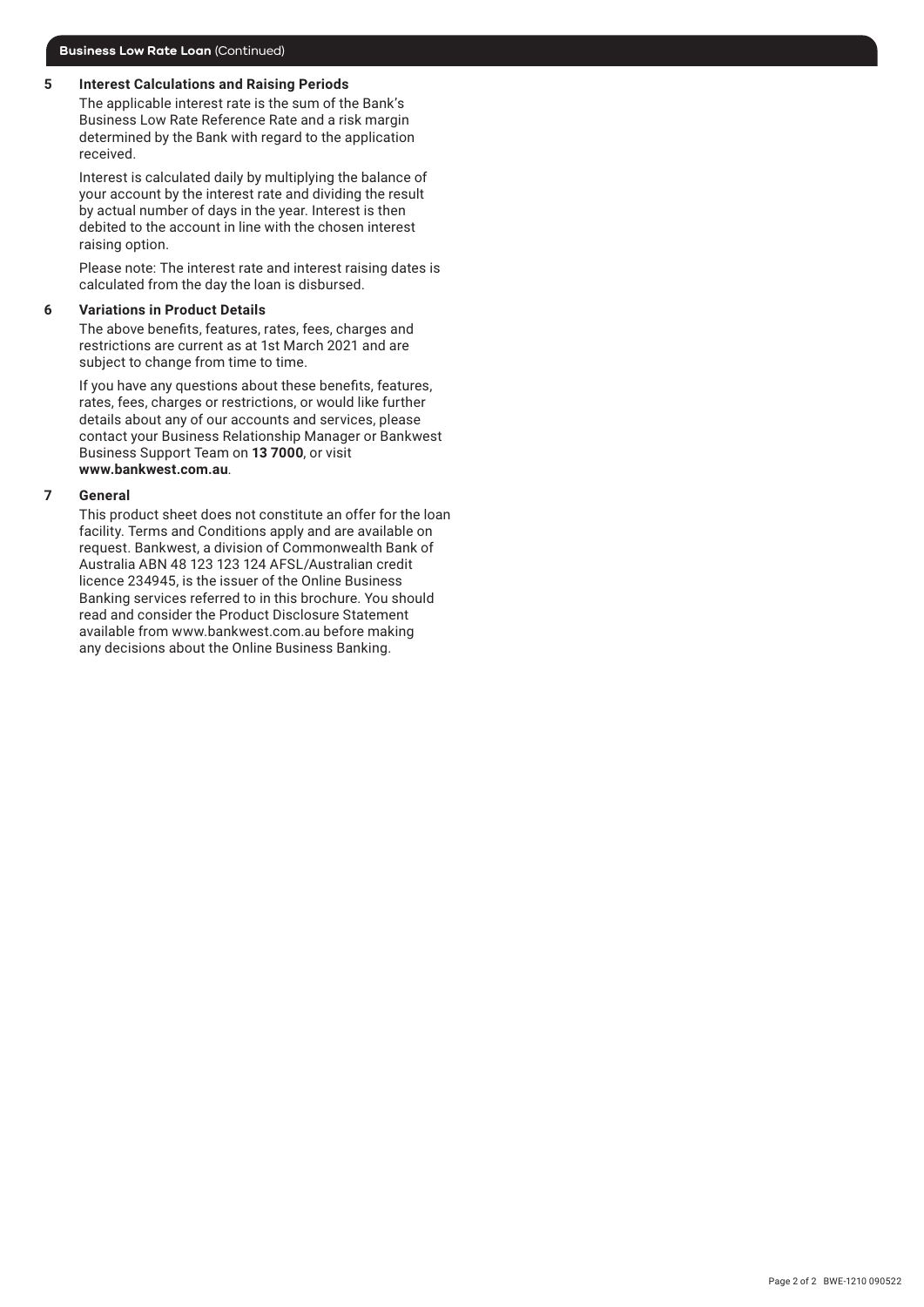## 5 Interest Calculations and Raising Periods

The applicable interest rate is the sum of the Bank's Business Low Rate Reference Rate and a risk margin determined by the Bank with regard to the application received.

Interest is calculated daily by multiplying the balance of your account by the interest rate and dividing the result by actual number of days in the year. Interest is then debited to the account in line with the chosen interest raising option.

Please note: The interest rate and interest raising dates is calculated from the day the loan is disbursed.

## 6 Variations in Product Details

The above benefits, features, rates, fees, charges and restrictions are current as at 1st March 2021 and are subject to change from time to time.

If you have any questions about these benefits, features, rates, fees, charges or restrictions, or would like further details about any of our accounts and services, please contact your Business Relationship Manager or Bankwest Business Support Team on **13 7000**, or visit **www.bankwest.com.au**.

## 7 General

This product sheet does not constitute an offer for the loan facility. Terms and Conditions apply and are available on request. Bankwest, a division of Commonwealth Bank of Australia ABN 48 123 123 124 AFSL/Australian credit licence 234945, is the issuer of the Online Business Banking services referred to in this brochure. You should read and consider the Product Disclosure Statement available from www.bankwest.com.au before making any decisions about the Online Business Banking.

BWE-1210 090522